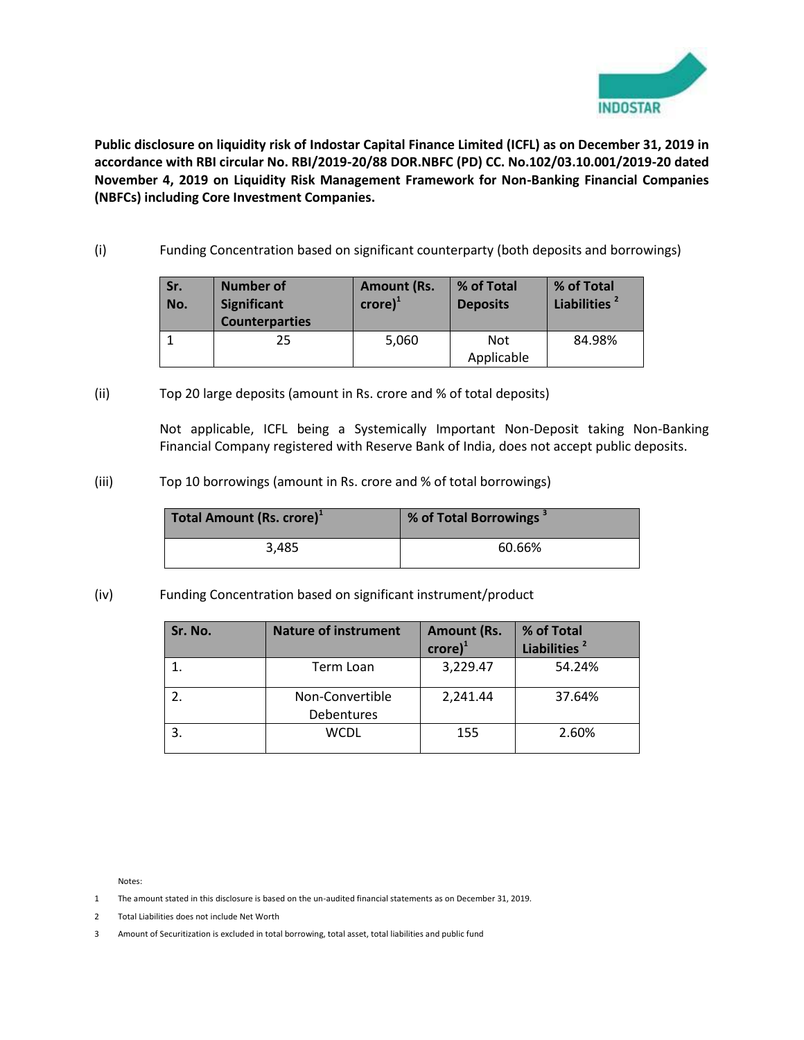**Public disclosure on liquidity risk of Indostar Capital Finance Limited (ICFL) as on December 31, 2019 in accordance with RBI circular No. RBI/2019-20/88 DOR.NBFC (PD) CC. No.102/03.10.001/2019-20 dated November 4, 2019 on Liquidity Risk Management Framework for Non-Banking Financial Companies (NBFCs) including Core Investment Companies.**

(i) Funding Concentration based on significant counterparty (both deposits and borrowings)

| Sr. No. | Number of Significant Counterparties | Amount (Rs. crore)[1] | % of Total Deposits | % of Total Liabilities [2] |
|---|---|---|---|---|
| 1 | 25 | 5,060 | Not Applicable | 84.98% |

(ii) Top 20 large deposits (amount in Rs. crore and % of total deposits)

Not applicable, ICFL being a Systemically Important Non-Deposit taking Non-Banking Financial Company registered with Reserve Bank of India, does not accept public deposits.

(iii) Top 10 borrowings (amount in Rs. crore and % of total borrowings)

| Total Amount (Rs. crore)[1] | % of Total Borrowings [3] |
|---|---|
| 3,485 | 60.66% |

(iv) Funding Concentration based on significant instrument/product

| Sr. No. | Nature of instrument | Amount (Rs. crore)[1] | % of Total Liabilities [2] |
|---|---|---|---|
| 1. | Term Loan | 3,229.47 | 54.24% |
| 2. | Non-Convertible Debentures | 2,241.44 | 37.64% |
| 3. | WCDL | 155 | 2.60% |

Notes:

1 The amount stated in this disclosure is based on the un-audited financial statements as on December 31, 2019.

2 Total Liabilities does not include Net Worth

3 Amount of Securitization is excluded in total borrowing, total asset, total liabilities and public fund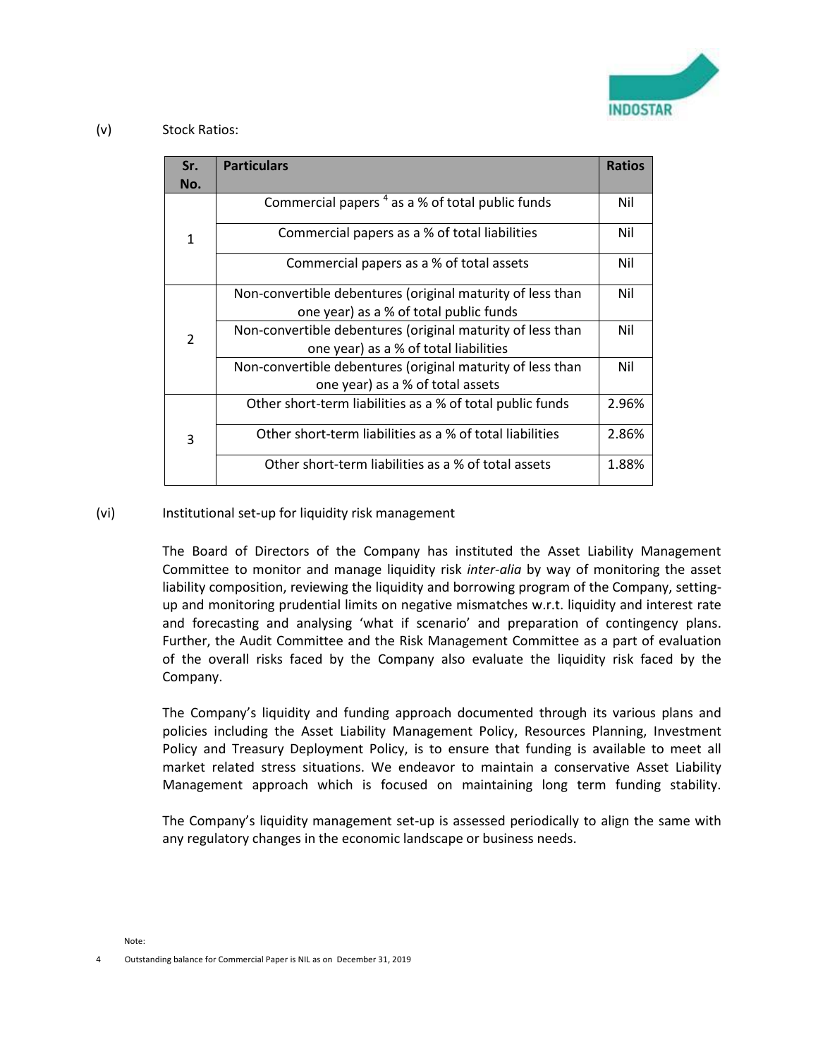(v) Stock Ratios:

| Sr. No. | Particulars | Ratios |
| --- | --- | --- |
| 1 | Commercial papers [4] as a % of total public funds | Nil |
| | Commercial papers as a % of total liabilities | Nil |
| | Commercial papers as a % of total assets | Nil |
| 2 | Non-convertible debentures (original maturity of less than one year) as a % of total public funds | Nil |
| | Non-convertible debentures (original maturity of less than one year) as a % of total liabilities | Nil |
| | Non-convertible debentures (original maturity of less than one year) as a % of total assets | Nil |
| 3 | Other short-term liabilities as a % of total public funds | 2.96% |
| | Other short-term liabilities as a % of total liabilities | 2.86% |
| | Other short-term liabilities as a % of total assets | 1.88% |

(vi) Institutional set-up for liquidity risk management

The Board of Directors of the Company has instituted the Asset Liability Management Committee to monitor and manage liquidity risk *inter-alia* by way of monitoring the asset liability composition, reviewing the liquidity and borrowing program of the Company, setting-up and monitoring prudential limits on negative mismatches w.r.t. liquidity and interest rate and forecasting and analysing 'what if scenario' and preparation of contingency plans. Further, the Audit Committee and the Risk Management Committee as a part of evaluation of the overall risks faced by the Company also evaluate the liquidity risk faced by the Company.

The Company's liquidity and funding approach documented through its various plans and policies including the Asset Liability Management Policy, Resources Planning, Investment Policy and Treasury Deployment Policy, is to ensure that funding is available to meet all market related stress situations. We endeavor to maintain a conservative Asset Liability Management approach which is focused on maintaining long term funding stability.

The Company's liquidity management set-up is assessed periodically to align the same with any regulatory changes in the economic landscape or business needs.

Note:

4 Outstanding balance for Commercial Paper is NIL as on December 31, 2019